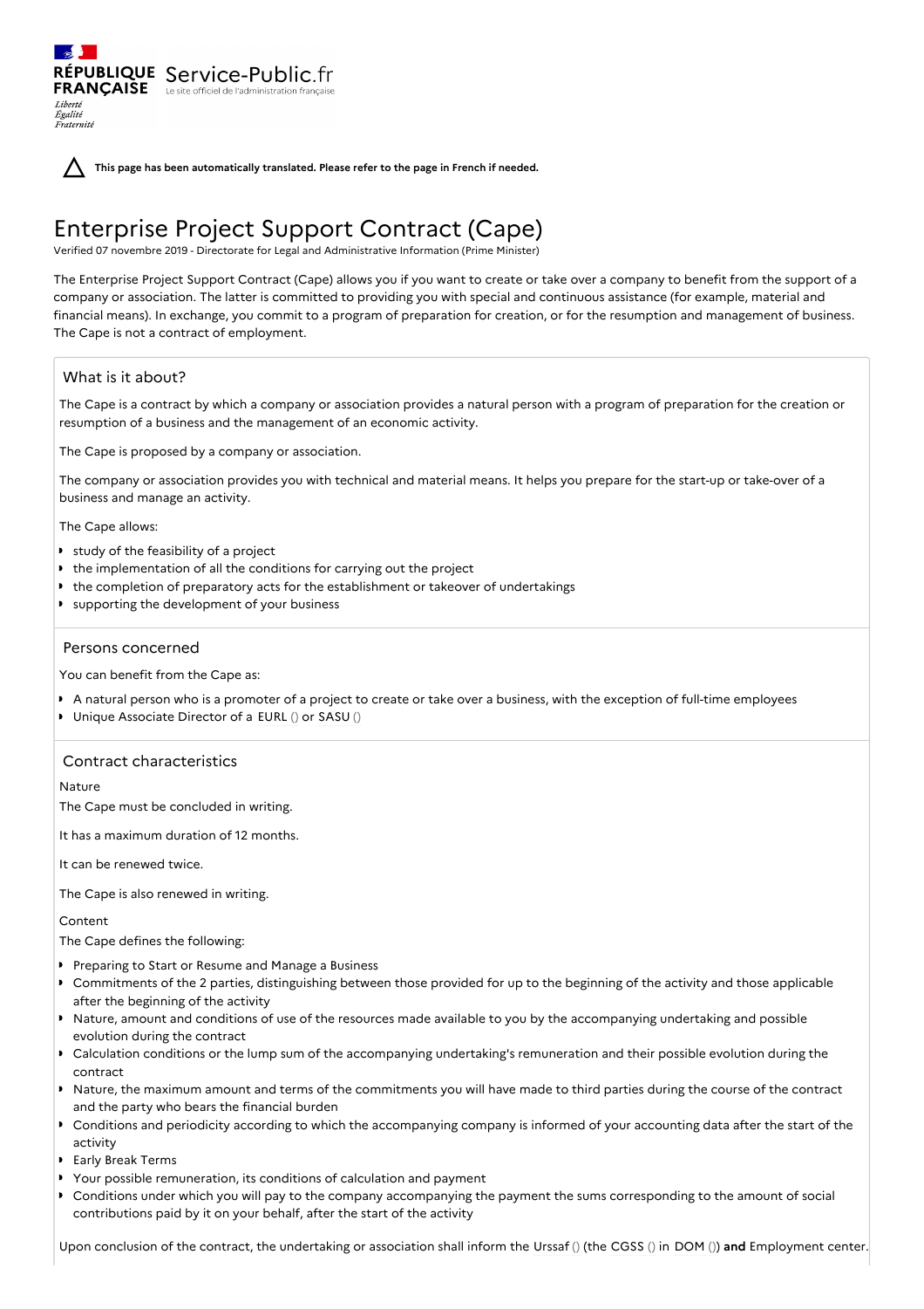RÉPUBLIQUE FRANÇAISE Service-Public.fr Le site officiel de l'administration française

*Liberté Égalité Fraternité*

**This page has been automatically translated. Please refer to the page in French if needed.**

# Enterprise Project Support Contract (Cape)

Verified 07 novembre 2019 - Directorate for Legal and Administrative Information (Prime Minister)

The Enterprise Project Support Contract (Cape) allows you if you want to create or take over a company to benefit from the support of a company or association. The latter is committed to providing you with special and continuous assistance (for example, material and financial means). In exchange, you commit to a program of preparation for creation, or for the resumption and management of business. The Cape is not a contract of employment.

## What is it about?

The Cape is a contract by which a company or association provides a natural person with a program of preparation for the creation or resumption of a business and the management of an economic activity.

The Cape is proposed by a company or association.

The company or association provides you with technical and material means. It helps you prepare for the start-up or take-over of a business and manage an activity.

The Cape allows:

- study of the feasibility of a project
- the implementation of all the conditions for carrying out the project
- the completion of preparatory acts for the establishment or takeover of undertakings
- supporting the development of your business

## Persons concerned

You can benefit from the Cape as:

- A natural person who is a promoter of a project to create or take over a business, with the exception of full-time employees
- Unique Associate Director of a EURL () or SASU ()

## Contract characteristics

### Nature

The Cape must be concluded in writing.

It has a maximum duration of 12 months.

It can be renewed twice.

The Cape is also renewed in writing.

### Content

The Cape defines the following:

- Preparing to Start or Resume and Manage a Business
- Commitments of the 2 parties, distinguishing between those provided for up to the beginning of the activity and those applicable after the beginning of the activity
- Nature, amount and conditions of use of the resources made available to you by the accompanying undertaking and possible evolution during the contract
- Calculation conditions or the lump sum of the accompanying undertaking's remuneration and their possible evolution during the contract
- Nature, the maximum amount and terms of the commitments you will have made to third parties during the course of the contract and the party who bears the financial burden
- Conditions and periodicity according to which the accompanying company is informed of your accounting data after the start of the activity
- Early Break Terms
- Your possible remuneration, its conditions of calculation and payment
- Conditions under which you will pay to the company accompanying the payment the sums corresponding to the amount of social contributions paid by it on your behalf, after the start of the activity

Upon conclusion of the contract, the undertaking or association shall inform the Urssaf () (the CGSS () in DOM ()) **and** Employment center.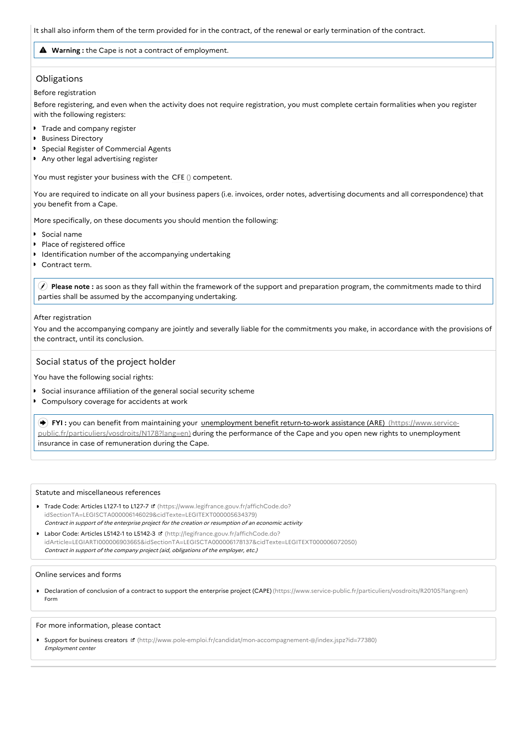It shall also inform them of the term provided for in the contract, of the renewal or early termination of the contract.

> **Warning :** the Cape is not a contract of employment.

## Obligations

### Before registration

Before registering, and even when the activity does not require registration, you must complete certain formalities when you register with the following registers:

- Trade and company register
- Business Directory
- Special Register of Commercial Agents
- Any other legal advertising register

You must register your business with the CFE () competent.

You are required to indicate on all your business papers (i.e. invoices, order notes, advertising documents and all correspondence) that you benefit from a Cape.

More specifically, on these documents you should mention the following:

- Social name
- Place of registered office
- Identification number of the accompanying undertaking
- Contract term.

> **Please note :** as soon as they fall within the framework of the support and preparation program, the commitments made to third parties shall be assumed by the accompanying undertaking.

### After registration

You and the accompanying company are jointly and severally liable for the commitments you make, in accordance with the provisions of the contract, until its conclusion.

## Social status of the project holder

You have the following social rights:

- Social insurance affiliation of the general social security scheme
- Compulsory coverage for accidents at work

> **FYI :** you can benefit from maintaining your unemployment benefit return-to-work assistance (ARE) (https://www.service-public.fr/particuliers/vosdroits/N178?lang=en) during the performance of the Cape and you open new rights to unemployment insurance in case of remuneration during the Cape.

### Statute and miscellaneous references

- Trade Code: Articles L127-1 to L127-7 (https://www.legifrance.gouv.fr/affichCode.do?idSectionTA=LEGISCTA000006146029&cidTexte=LEGITEXT000005634379)
  *Contract in support of the enterprise project for the creation or resumption of an economic activity*
- Labor Code: Articles L5142-1 to L5142-3 (http://legifrance.gouv.fr/affichCode.do?idArticle=LEGIARTI000006903665&idSectionTA=LEGISCTA000006178137&cidTexte=LEGITEXT000006072050)
  *Contract in support of the company project (aid, obligations of the employer, etc.)*

### Online services and forms

- Declaration of conclusion of a contract to support the enterprise project (CAPE) (https://www.service-public.fr/particuliers/vosdroits/R20105?lang=en)
  Form

### For more information, please contact

- Support for business creators (http://www.pole-emploi.fr/candidat/mon-accompagnement-@/index.jspz?id=77380)
  *Employment center*